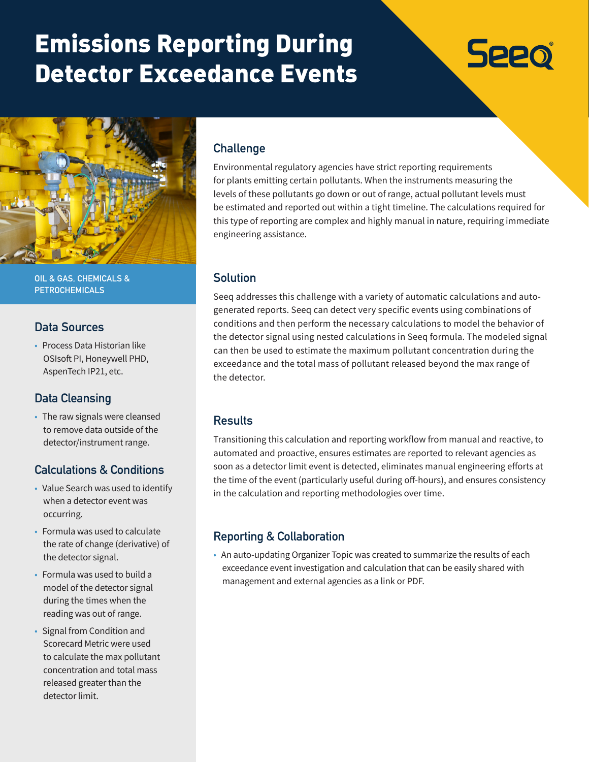# Emissions Reporting During Detector Exceedance Events

OIL & GAS, CHEMICALS & PETROCHEMICALS

## Challenge

Environmental regulatory agencies have strict reporting requirements for plants emitting certain pollutants. When the instruments measuring the levels of these pollutants go down or out of range, actual pollutant levels must be estimated and reported out within a tight timeline. The calculations required for this type of reporting are complex and highly manual in nature, requiring immediate engineering assistance.

## Solution

Seeq addresses this challenge with a variety of automatic calculations and auto-generated reports. Seeq can detect very specific events using combinations of conditions and then perform the necessary calculations to model the behavior of the detector signal using nested calculations in Seeq formula. The modeled signal can then be used to estimate the maximum pollutant concentration during the exceedance and the total mass of pollutant released beyond the max range of the detector.

## Results

Transitioning this calculation and reporting workflow from manual and reactive, to automated and proactive, ensures estimates are reported to relevant agencies as soon as a detector limit event is detected, eliminates manual engineering efforts at the time of the event (particularly useful during off-hours), and ensures consistency in the calculation and reporting methodologies over time.

## Reporting & Collaboration

- An auto-updating Organizer Topic was created to summarize the results of each exceedance event investigation and calculation that can be easily shared with management and external agencies as a link or PDF.

## Data Sources

- Process Data Historian like OSIsoft PI, Honeywell PHD, AspenTech IP21, etc.

## Data Cleansing

- The raw signals were cleansed to remove data outside of the detector/instrument range.

## Calculations & Conditions

- Value Search was used to identify when a detector event was occurring.
- Formula was used to calculate the rate of change (derivative) of the detector signal.
- Formula was used to build a model of the detector signal during the times when the reading was out of range.
- Signal from Condition and Scorecard Metric were used to calculate the max pollutant concentration and total mass released greater than the detector limit.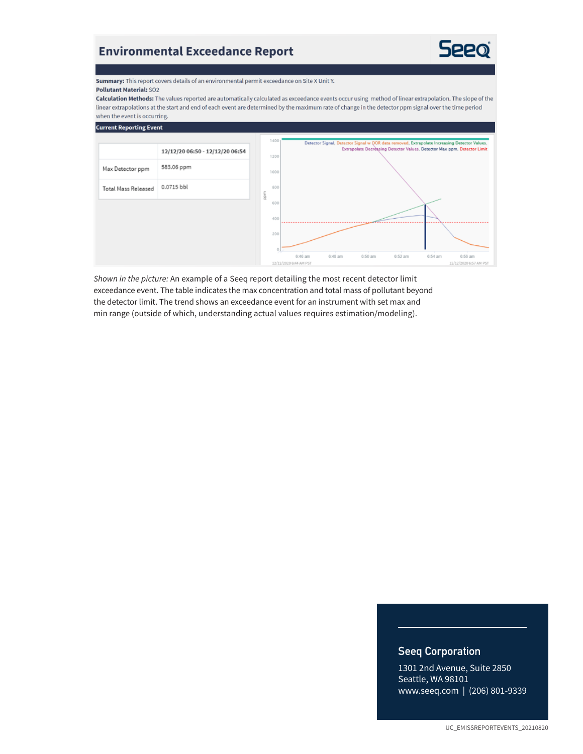## Environmental Exceedance Report

Seeq

**Summary:** This report covers details of an environmental permit exceedance on Site X Unit Y.

**Pollutant Material:** SO2

**Calculation Methods:** The values reported are automatically calculated as exceedance events occur using method of linear extrapolation. The slope of the linear extrapolations at the start and end of each event are determined by the maximum rate of change in the detector ppm signal over the time period when the event is occurring.

**Current Reporting Event**

| | 12/12/20 06:50 - 12/12/20 06:54 |
|---|---|
| Max Detector ppm | 583.06 ppm |
| Total Mass Released | 0.0715 bbl |

Detector Signal, Detector Signal w OOR data removed, Extrapolate Increasing Detector Values, Extrapolate Decreasing Detector Values, Detector Max ppm, Detector Limit

ppm

1400
1200
1000
800
600
400
200
0

6:46 am
6:48 am
6:50 am
6:52 am
6:54 am
6:56 am

12/12/2020 6:44 AM PST
12/12/2020 6:57 AM PST

*Shown in the picture:* An example of a Seeq report detailing the most recent detector limit exceedance event. The table indicates the max concentration and total mass of pollutant beyond the detector limit. The trend shows an exceedance event for an instrument with set max and min range (outside of which, understanding actual values requires estimation/modeling).

**Seeq Corporation**

1301 2nd Avenue, Suite 2850
Seattle, WA 98101
www.seeq.com | (206) 801-9339

UC_EMISSREPORTEVENTS_20210820